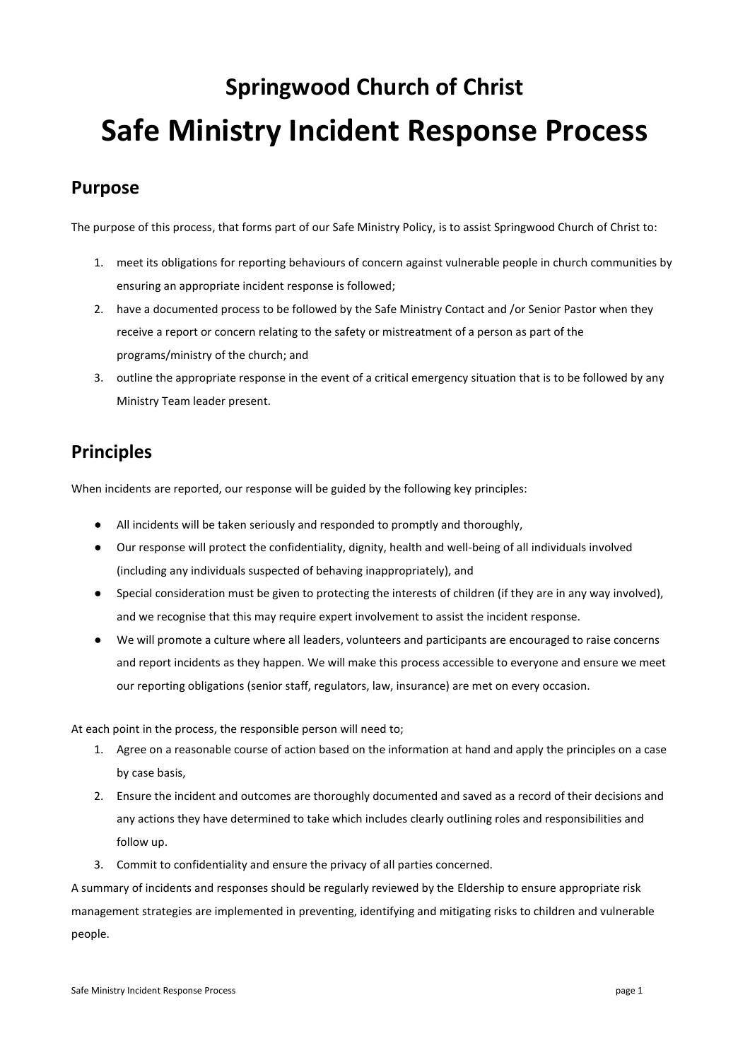# Springwood Church of Christ

# Safe Ministry Incident Response Process

## Purpose

The purpose of this process, that forms part of our Safe Ministry Policy, is to assist Springwood Church of Christ to:

1. meet its obligations for reporting behaviours of concern against vulnerable people in church communities by ensuring an appropriate incident response is followed;
2. have a documented process to be followed by the Safe Ministry Contact and /or Senior Pastor when they receive a report or concern relating to the safety or mistreatment of a person as part of the programs/ministry of the church; and
3. outline the appropriate response in the event of a critical emergency situation that is to be followed by any Ministry Team leader present.

## Principles

When incidents are reported, our response will be guided by the following key principles:

- All incidents will be taken seriously and responded to promptly and thoroughly,
- Our response will protect the confidentiality, dignity, health and well-being of all individuals involved (including any individuals suspected of behaving inappropriately), and
- Special consideration must be given to protecting the interests of children (if they are in any way involved), and we recognise that this may require expert involvement to assist the incident response.
- We will promote a culture where all leaders, volunteers and participants are encouraged to raise concerns and report incidents as they happen. We will make this process accessible to everyone and ensure we meet our reporting obligations (senior staff, regulators, law, insurance) are met on every occasion.

At each point in the process, the responsible person will need to;

1. Agree on a reasonable course of action based on the information at hand and apply the principles on a case by case basis,
2. Ensure the incident and outcomes are thoroughly documented and saved as a record of their decisions and any actions they have determined to take which includes clearly outlining roles and responsibilities and follow up.
3. Commit to confidentiality and ensure the privacy of all parties concerned.

A summary of incidents and responses should be regularly reviewed by the Eldership to ensure appropriate risk management strategies are implemented in preventing, identifying and mitigating risks to children and vulnerable people.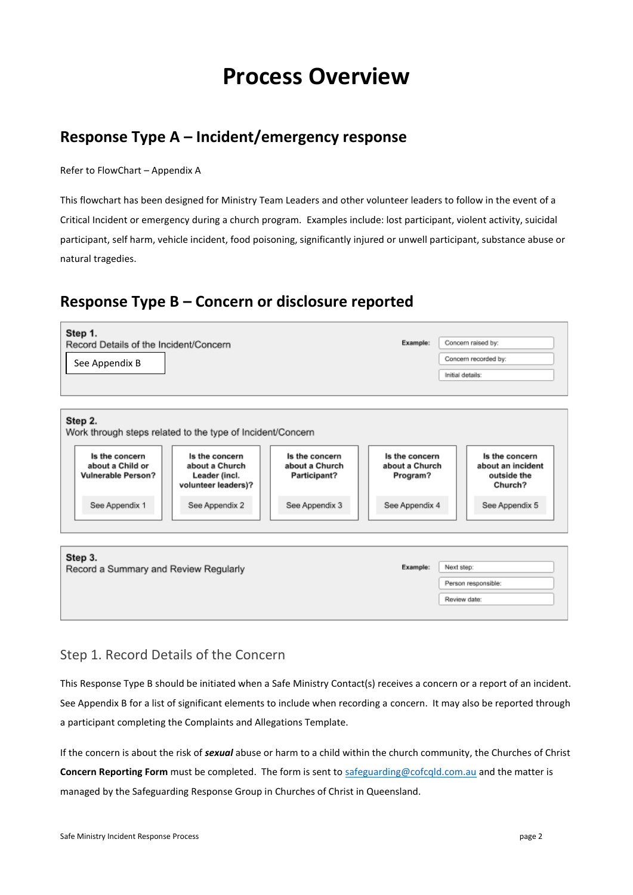# Process Overview

## Response Type A – Incident/emergency response

Refer to FlowChart – Appendix A

This flowchart has been designed for Ministry Team Leaders and other volunteer leaders to follow in the event of a Critical Incident or emergency during a church program. Examples include: lost participant, violent activity, suicidal participant, self harm, vehicle incident, food poisoning, significantly injured or unwell participant, substance abuse or natural tragedies.

## Response Type B – Concern or disclosure reported

**Step 1.**
Record Details of the Incident/Concern

See Appendix B

**Example:**
- Concern raised by:
- Concern recorded by:
- Initial details:

**Step 2.**
Work through steps related to the type of Incident/Concern

| Is the concern about a Child or Vulnerable Person? | Is the concern about a Church Leader (incl. volunteer leaders)? | Is the concern about a Church Participant? | Is the concern about a Church Program? | Is the concern about an incident outside the Church? |
|---|---|---|---|---|
| See Appendix 1 | See Appendix 2 | See Appendix 3 | See Appendix 4 | See Appendix 5 |

**Step 3.**
Record a Summary and Review Regularly

**Example:**
- Next step:
- Person responsible:
- Review date:

### Step 1. Record Details of the Concern

This Response Type B should be initiated when a Safe Ministry Contact(s) receives a concern or a report of an incident. See Appendix B for a list of significant elements to include when recording a concern. It may also be reported through a participant completing the Complaints and Allegations Template.

If the concern is about the risk of ***sexual*** abuse or harm to a child within the church community, the Churches of Christ **Concern Reporting Form** must be completed. The form is sent to safeguarding@cofcqld.com.au and the matter is managed by the Safeguarding Response Group in Churches of Christ in Queensland.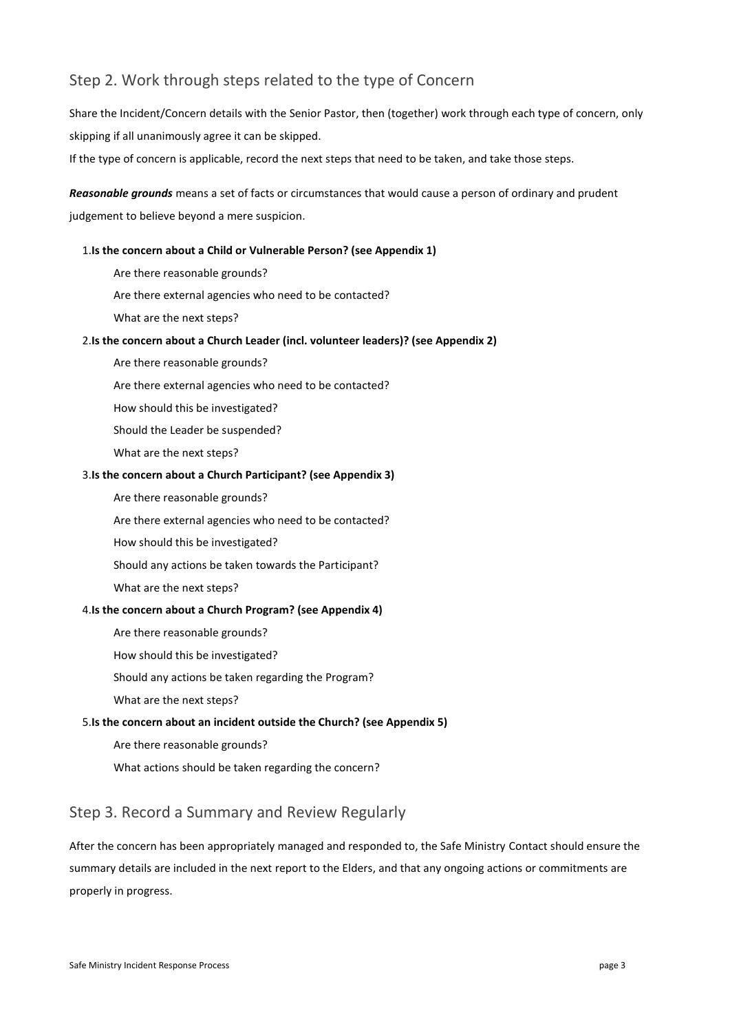## Step 2. Work through steps related to the type of Concern

Share the Incident/Concern details with the Senior Pastor, then (together) work through each type of concern, only skipping if all unanimously agree it can be skipped.

If the type of concern is applicable, record the next steps that need to be taken, and take those steps.

***Reasonable grounds*** means a set of facts or circumstances that would cause a person of ordinary and prudent judgement to believe beyond a mere suspicion.

1. **Is the concern about a Child or Vulnerable Person? (see Appendix 1)**

   Are there reasonable grounds?

   Are there external agencies who need to be contacted?

   What are the next steps?

2. **Is the concern about a Church Leader (incl. volunteer leaders)? (see Appendix 2)**

   Are there reasonable grounds?

   Are there external agencies who need to be contacted?

   How should this be investigated?

   Should the Leader be suspended?

   What are the next steps?

3. **Is the concern about a Church Participant? (see Appendix 3)**

   Are there reasonable grounds?

   Are there external agencies who need to be contacted?

   How should this be investigated?

   Should any actions be taken towards the Participant?

   What are the next steps?

4. **Is the concern about a Church Program? (see Appendix 4)**

   Are there reasonable grounds?

   How should this be investigated?

   Should any actions be taken regarding the Program?

   What are the next steps?

5. **Is the concern about an incident outside the Church? (see Appendix 5)**

   Are there reasonable grounds?

   What actions should be taken regarding the concern?

## Step 3. Record a Summary and Review Regularly

After the concern has been appropriately managed and responded to, the Safe Ministry Contact should ensure the summary details are included in the next report to the Elders, and that any ongoing actions or commitments are properly in progress.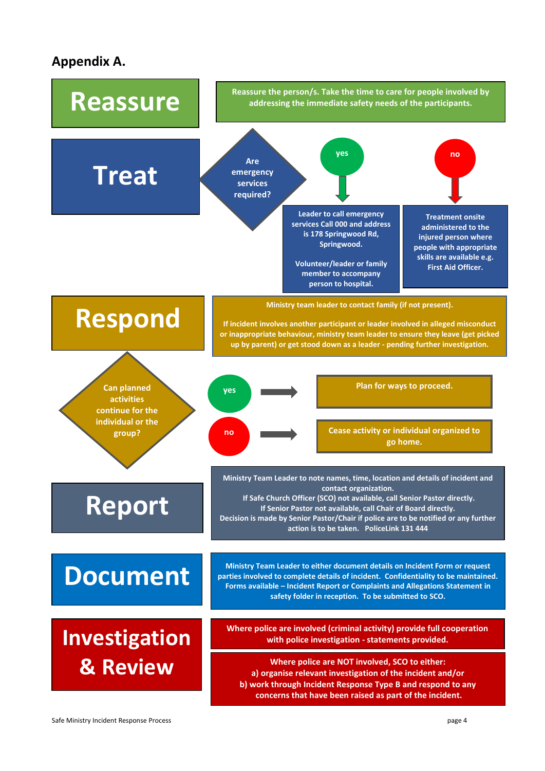## Appendix A.

### Reassure

Reassure the person/s. Take the time to care for people involved by addressing the immediate safety needs of the participants.

### Treat

**Are emergency services required?**

- **yes** → Leader to call emergency services Call 000 and address is 178 Springwood Rd, Springwood.

  Volunteer/leader or family member to accompany person to hospital.

- **no** → Treatment onsite administered to the injured person where people with appropriate skills are available e.g. First Aid Officer.

### Respond

Ministry team leader to contact family (if not present).

If incident involves another participant or leader involved in alleged misconduct or inappropriate behaviour, ministry team leader to ensure they leave (get picked up by parent) or get stood down as a leader - pending further investigation.

**Can planned activities continue for the individual or the group?**

- **yes** → Plan for ways to proceed.
- **no** → Cease activity or individual organized to go home.

### Report

Ministry Team Leader to note names, time, location and details of incident and contact organization.
If Safe Church Officer (SCO) not available, call Senior Pastor directly.
If Senior Pastor not available, call Chair of Board directly.
Decision is made by Senior Pastor/Chair if police are to be notified or any further action is to be taken. PoliceLink 131 444

### Document

Ministry Team Leader to either document details on Incident Form or request parties involved to complete details of incident. Confidentiality to be maintained. Forms available – Incident Report or Complaints and Allegations Statement in safety folder in reception. To be submitted to SCO.

### Investigation & Review

Where police are involved (criminal activity) provide full cooperation with police investigation - statements provided.

Where police are NOT involved, SCO to either:
a) organise relevant investigation of the incident and/or
b) work through Incident Response Type B and respond to any concerns that have been raised as part of the incident.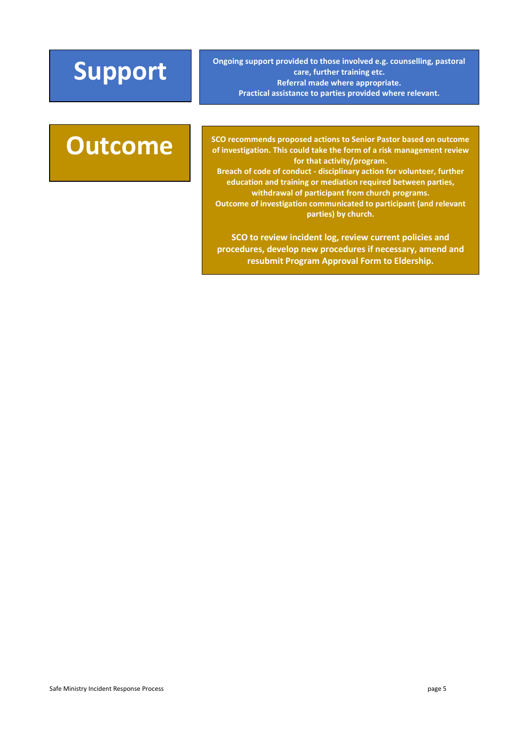## Support

**Ongoing support provided to those involved e.g. counselling, pastoral care, further training etc.**
**Referral made where appropriate.**
**Practical assistance to parties provided where relevant.**

## Outcome

**SCO recommends proposed actions to Senior Pastor based on outcome of investigation. This could take the form of a risk management review for that activity/program.**
**Breach of code of conduct - disciplinary action for volunteer, further education and training or mediation required between parties, withdrawal of participant from church programs.**
**Outcome of investigation communicated to participant (and relevant parties) by church.**

**SCO to review incident log, review current policies and procedures, develop new procedures if necessary, amend and resubmit Program Approval Form to Eldership.**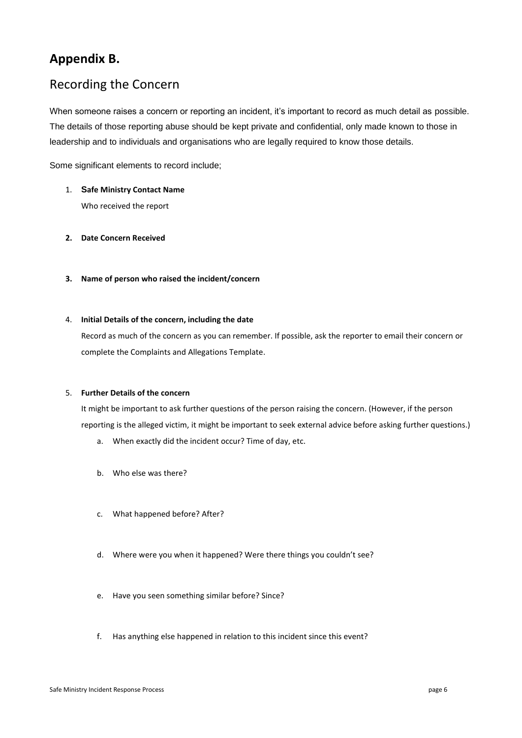## Appendix B.

### Recording the Concern

When someone raises a concern or reporting an incident, it's important to record as much detail as possible. The details of those reporting abuse should be kept private and confidential, only made known to those in leadership and to individuals and organisations who are legally required to know those details.

Some significant elements to record include;

1. **Safe Ministry Contact Name**

   Who received the report

2. **Date Concern Received**

3. **Name of person who raised the incident/concern**

4. **Initial Details of the concern, including the date**

   Record as much of the concern as you can remember. If possible, ask the reporter to email their concern or complete the Complaints and Allegations Template.

5. **Further Details of the concern**

   It might be important to ask further questions of the person raising the concern. (However, if the person reporting is the alleged victim, it might be important to seek external advice before asking further questions.)

   a. When exactly did the incident occur? Time of day, etc.

   b. Who else was there?

   c. What happened before? After?

   d. Where were you when it happened? Were there things you couldn't see?

   e. Have you seen something similar before? Since?

   f. Has anything else happened in relation to this incident since this event?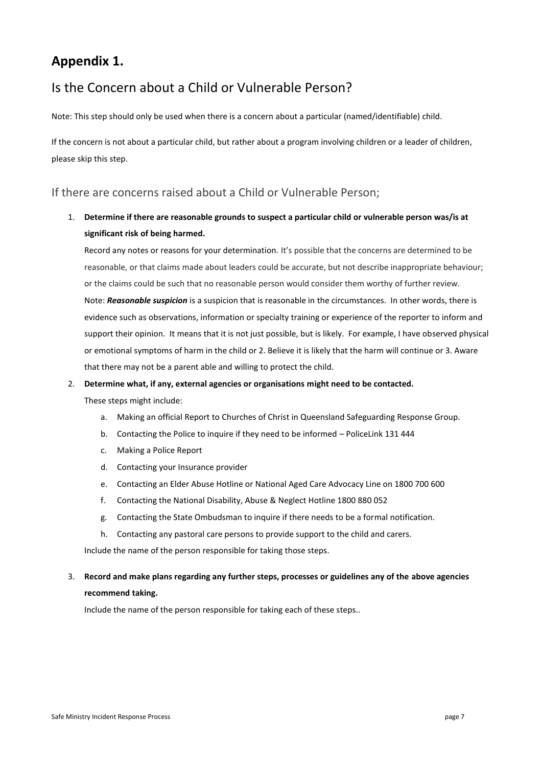# Appendix 1.

## Is the Concern about a Child or Vulnerable Person?

Note: This step should only be used when there is a concern about a particular (named/identifiable) child.

If the concern is not about a particular child, but rather about a program involving children or a leader of children, please skip this step.

### If there are concerns raised about a Child or Vulnerable Person;

1. **Determine if there are reasonable grounds to suspect a particular child or vulnerable person was/is at significant risk of being harmed.**

   Record any notes or reasons for your determination. It's possible that the concerns are determined to be reasonable, or that claims made about leaders could be accurate, but not describe inappropriate behaviour; or the claims could be such that no reasonable person would consider them worthy of further review.

   Note: ***Reasonable suspicion*** is a suspicion that is reasonable in the circumstances. In other words, there is evidence such as observations, information or specialty training or experience of the reporter to inform and support their opinion. It means that it is not just possible, but is likely. For example, I have observed physical or emotional symptoms of harm in the child or 2. Believe it is likely that the harm will continue or 3. Aware that there may not be a parent able and willing to protect the child.

2. **Determine what, if any, external agencies or organisations might need to be contacted.**

   These steps might include:

   a. Making an official Report to Churches of Christ in Queensland Safeguarding Response Group.
   b. Contacting the Police to inquire if they need to be informed – PoliceLink 131 444
   c. Making a Police Report
   d. Contacting your Insurance provider
   e. Contacting an Elder Abuse Hotline or National Aged Care Advocacy Line on 1800 700 600
   f. Contacting the National Disability, Abuse & Neglect Hotline 1800 880 052
   g. Contacting the State Ombudsman to inquire if there needs to be a formal notification.
   h. Contacting any pastoral care persons to provide support to the child and carers.

   Include the name of the person responsible for taking those steps.

3. **Record and make plans regarding any further steps, processes or guidelines any of the above agencies recommend taking.**

   Include the name of the person responsible for taking each of these steps..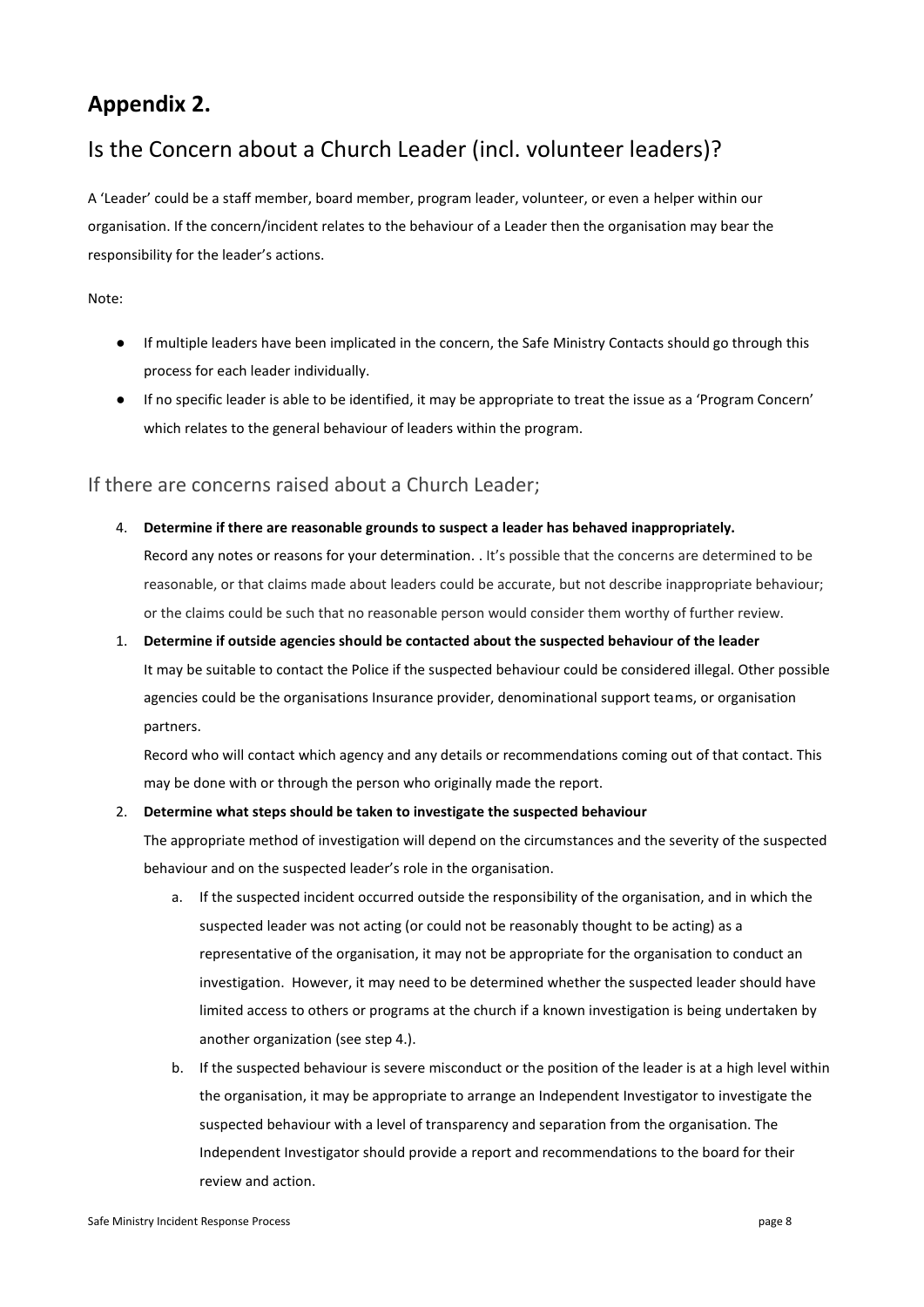## Appendix 2.

## Is the Concern about a Church Leader (incl. volunteer leaders)?

A 'Leader' could be a staff member, board member, program leader, volunteer, or even a helper within our organisation. If the concern/incident relates to the behaviour of a Leader then the organisation may bear the responsibility for the leader's actions.

Note:

- If multiple leaders have been implicated in the concern, the Safe Ministry Contacts should go through this process for each leader individually.
- If no specific leader is able to be identified, it may be appropriate to treat the issue as a 'Program Concern' which relates to the general behaviour of leaders within the program.

### If there are concerns raised about a Church Leader;

4. **Determine if there are reasonable grounds to suspect a leader has behaved inappropriately.**
   Record any notes or reasons for your determination. . It's possible that the concerns are determined to be reasonable, or that claims made about leaders could be accurate, but not describe inappropriate behaviour; or the claims could be such that no reasonable person would consider them worthy of further review.

1. **Determine if outside agencies should be contacted about the suspected behaviour of the leader**
   It may be suitable to contact the Police if the suspected behaviour could be considered illegal. Other possible agencies could be the organisations Insurance provider, denominational support teams, or organisation partners.

   Record who will contact which agency and any details or recommendations coming out of that contact. This may be done with or through the person who originally made the report.

2. **Determine what steps should be taken to investigate the suspected behaviour**
   The appropriate method of investigation will depend on the circumstances and the severity of the suspected behaviour and on the suspected leader's role in the organisation.
   a. If the suspected incident occurred outside the responsibility of the organisation, and in which the suspected leader was not acting (or could not be reasonably thought to be acting) as a representative of the organisation, it may not be appropriate for the organisation to conduct an investigation. However, it may need to be determined whether the suspected leader should have limited access to others or programs at the church if a known investigation is being undertaken by another organization (see step 4.).
   b. If the suspected behaviour is severe misconduct or the position of the leader is at a high level within the organisation, it may be appropriate to arrange an Independent Investigator to investigate the suspected behaviour with a level of transparency and separation from the organisation. The Independent Investigator should provide a report and recommendations to the board for their review and action.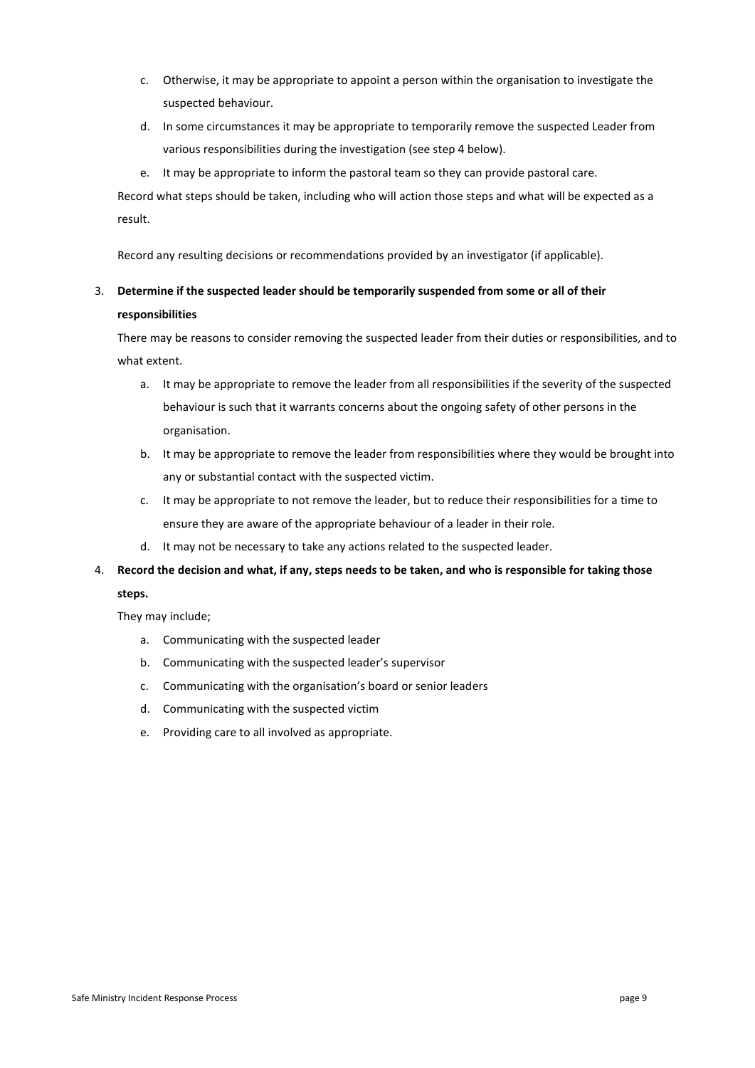c. Otherwise, it may be appropriate to appoint a person within the organisation to investigate the suspected behaviour.
   d. In some circumstances it may be appropriate to temporarily remove the suspected Leader from various responsibilities during the investigation (see step 4 below).
   e. It may be appropriate to inform the pastoral team so they can provide pastoral care.

   Record what steps should be taken, including who will action those steps and what will be expected as a result.

   Record any resulting decisions or recommendations provided by an investigator (if applicable).

3. **Determine if the suspected leader should be temporarily suspended from some or all of their responsibilities**

   There may be reasons to consider removing the suspected leader from their duties or responsibilities, and to what extent.

   a. It may be appropriate to remove the leader from all responsibilities if the severity of the suspected behaviour is such that it warrants concerns about the ongoing safety of other persons in the organisation.
   b. It may be appropriate to remove the leader from responsibilities where they would be brought into any or substantial contact with the suspected victim.
   c. It may be appropriate to not remove the leader, but to reduce their responsibilities for a time to ensure they are aware of the appropriate behaviour of a leader in their role.
   d. It may not be necessary to take any actions related to the suspected leader.

4. **Record the decision and what, if any, steps needs to be taken, and who is responsible for taking those steps.**

   They may include;

   a. Communicating with the suspected leader
   b. Communicating with the suspected leader's supervisor
   c. Communicating with the organisation's board or senior leaders
   d. Communicating with the suspected victim
   e. Providing care to all involved as appropriate.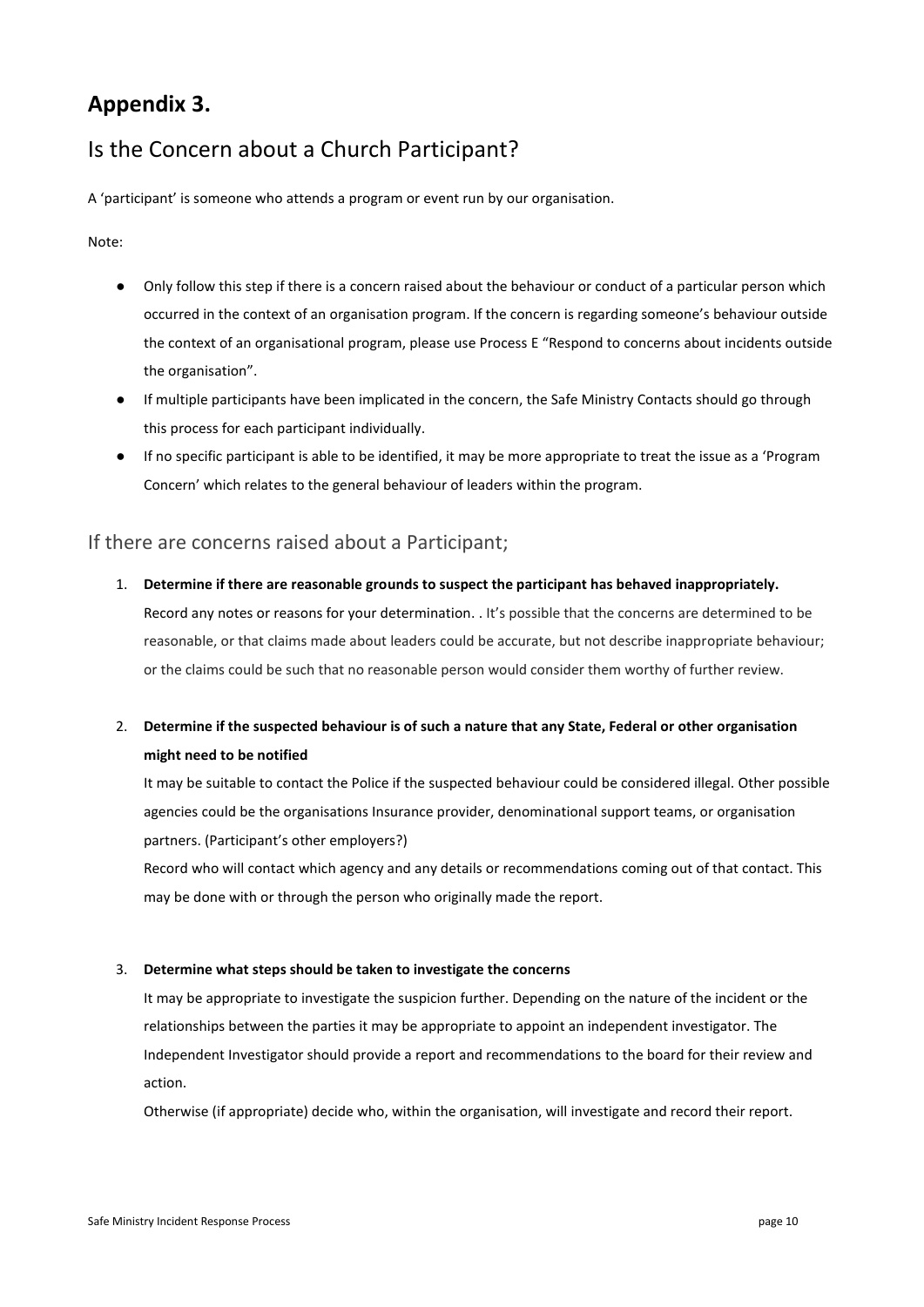# Appendix 3.

## Is the Concern about a Church Participant?

A 'participant' is someone who attends a program or event run by our organisation.

Note:

- Only follow this step if there is a concern raised about the behaviour or conduct of a particular person which occurred in the context of an organisation program. If the concern is regarding someone's behaviour outside the context of an organisational program, please use Process E "Respond to concerns about incidents outside the organisation".
- If multiple participants have been implicated in the concern, the Safe Ministry Contacts should go through this process for each participant individually.
- If no specific participant is able to be identified, it may be more appropriate to treat the issue as a 'Program Concern' which relates to the general behaviour of leaders within the program.

## If there are concerns raised about a Participant;

1. **Determine if there are reasonable grounds to suspect the participant has behaved inappropriately.**
   Record any notes or reasons for your determination. . It's possible that the concerns are determined to be reasonable, or that claims made about leaders could be accurate, but not describe inappropriate behaviour; or the claims could be such that no reasonable person would consider them worthy of further review.

2. **Determine if the suspected behaviour is of such a nature that any State, Federal or other organisation might need to be notified**
   It may be suitable to contact the Police if the suspected behaviour could be considered illegal. Other possible agencies could be the organisations Insurance provider, denominational support teams, or organisation partners. (Participant's other employers?)
   Record who will contact which agency and any details or recommendations coming out of that contact. This may be done with or through the person who originally made the report.

3. **Determine what steps should be taken to investigate the concerns**
   It may be appropriate to investigate the suspicion further. Depending on the nature of the incident or the relationships between the parties it may be appropriate to appoint an independent investigator. The Independent Investigator should provide a report and recommendations to the board for their review and action.
   Otherwise (if appropriate) decide who, within the organisation, will investigate and record their report.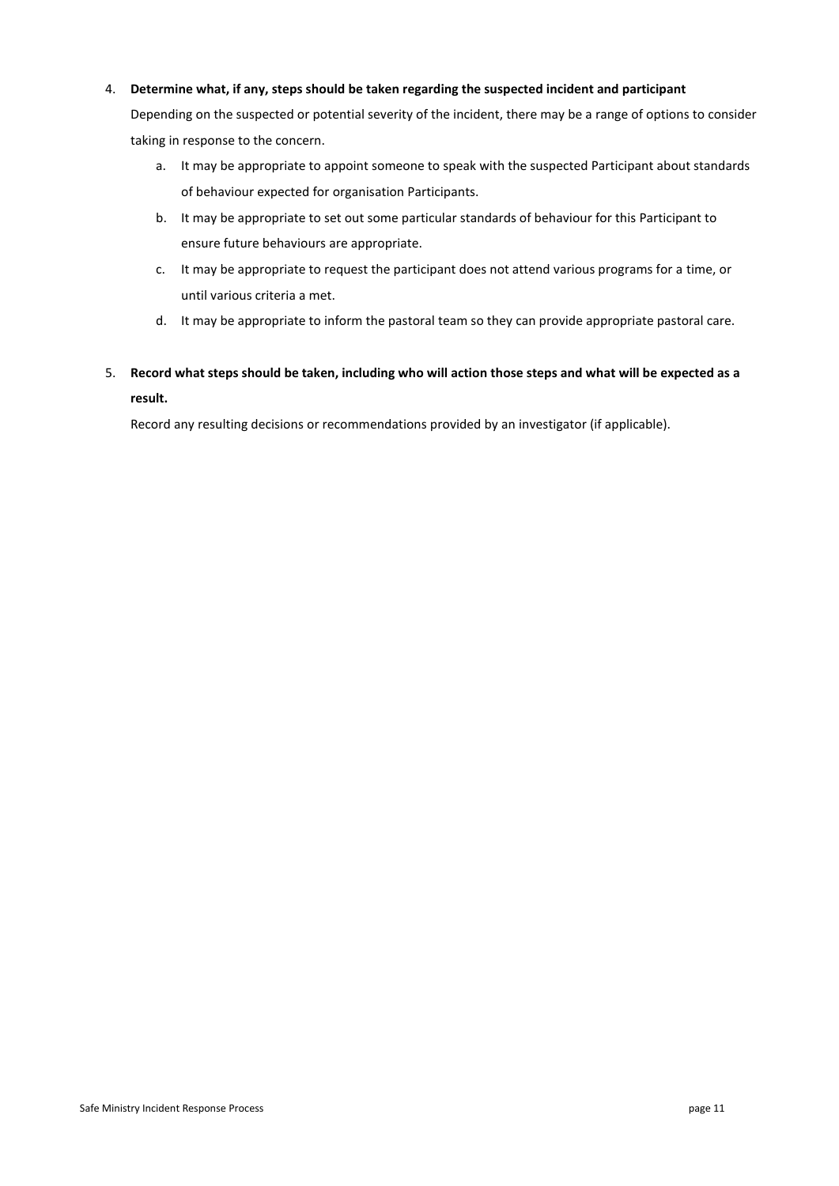4. **Determine what, if any, steps should be taken regarding the suspected incident and participant**

   Depending on the suspected or potential severity of the incident, there may be a range of options to consider taking in response to the concern.

   a. It may be appropriate to appoint someone to speak with the suspected Participant about standards of behaviour expected for organisation Participants.

   b. It may be appropriate to set out some particular standards of behaviour for this Participant to ensure future behaviours are appropriate.

   c. It may be appropriate to request the participant does not attend various programs for a time, or until various criteria a met.

   d. It may be appropriate to inform the pastoral team so they can provide appropriate pastoral care.

5. **Record what steps should be taken, including who will action those steps and what will be expected as a result.**

   Record any resulting decisions or recommendations provided by an investigator (if applicable).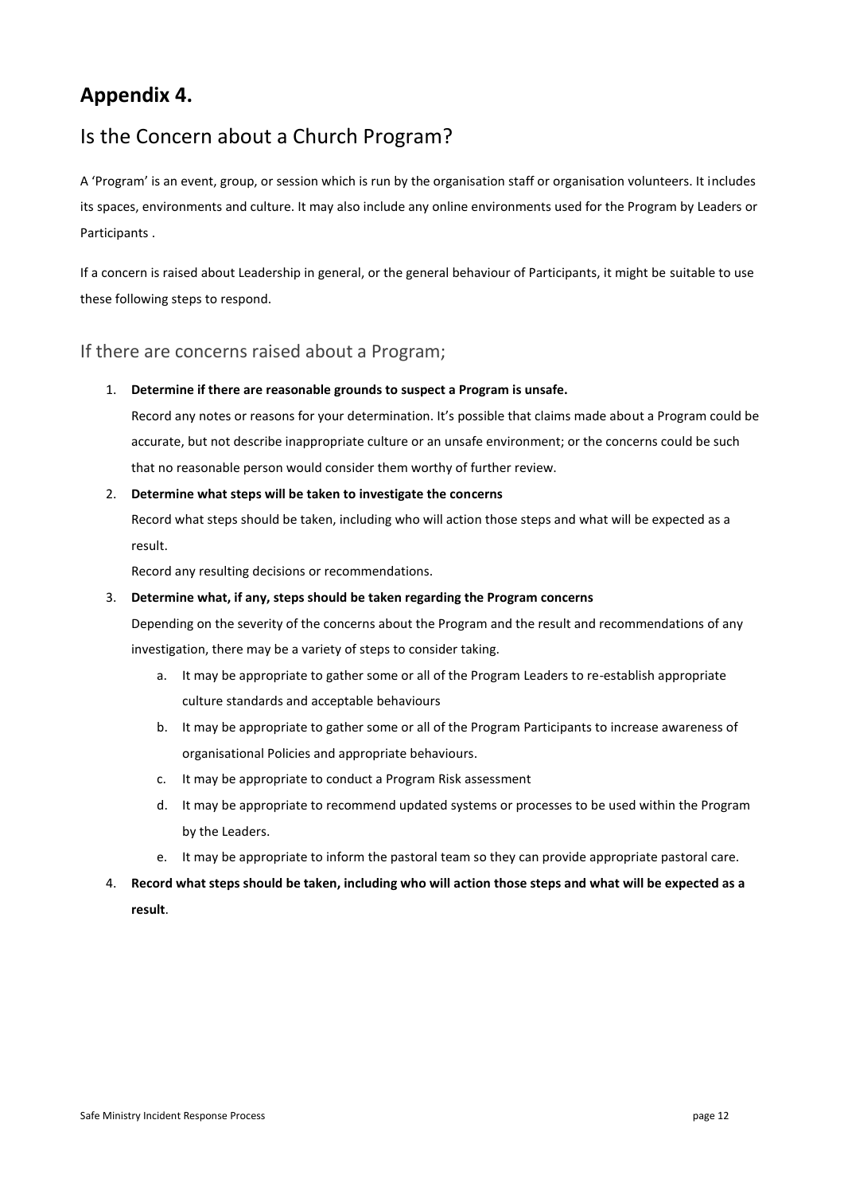# Appendix 4.

## Is the Concern about a Church Program?

A 'Program' is an event, group, or session which is run by the organisation staff or organisation volunteers. It includes its spaces, environments and culture. It may also include any online environments used for the Program by Leaders or Participants .

If a concern is raised about Leadership in general, or the general behaviour of Participants, it might be suitable to use these following steps to respond.

### If there are concerns raised about a Program;

1. **Determine if there are reasonable grounds to suspect a Program is unsafe.**
   
   Record any notes or reasons for your determination. It's possible that claims made about a Program could be accurate, but not describe inappropriate culture or an unsafe environment; or the concerns could be such that no reasonable person would consider them worthy of further review.

2. **Determine what steps will be taken to investigate the concerns**
   
   Record what steps should be taken, including who will action those steps and what will be expected as a result.
   
   Record any resulting decisions or recommendations.

3. **Determine what, if any, steps should be taken regarding the Program concerns**
   
   Depending on the severity of the concerns about the Program and the result and recommendations of any investigation, there may be a variety of steps to consider taking.
   
   a. It may be appropriate to gather some or all of the Program Leaders to re-establish appropriate culture standards and acceptable behaviours
   
   b. It may be appropriate to gather some or all of the Program Participants to increase awareness of organisational Policies and appropriate behaviours.
   
   c. It may be appropriate to conduct a Program Risk assessment
   
   d. It may be appropriate to recommend updated systems or processes to be used within the Program by the Leaders.
   
   e. It may be appropriate to inform the pastoral team so they can provide appropriate pastoral care.

4. **Record what steps should be taken, including who will action those steps and what will be expected as a result**.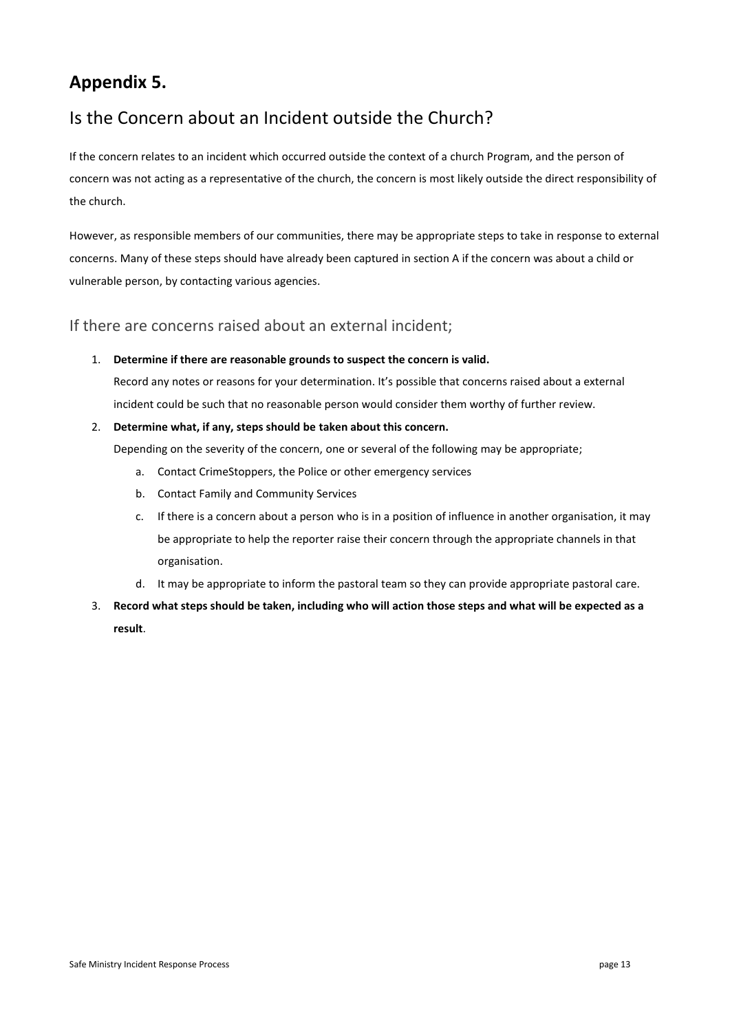# Appendix 5.

## Is the Concern about an Incident outside the Church?

If the concern relates to an incident which occurred outside the context of a church Program, and the person of concern was not acting as a representative of the church, the concern is most likely outside the direct responsibility of the church.

However, as responsible members of our communities, there may be appropriate steps to take in response to external concerns. Many of these steps should have already been captured in section A if the concern was about a child or vulnerable person, by contacting various agencies.

### If there are concerns raised about an external incident;

1. **Determine if there are reasonable grounds to suspect the concern is valid.**
   Record any notes or reasons for your determination. It's possible that concerns raised about a external incident could be such that no reasonable person would consider them worthy of further review.
2. **Determine what, if any, steps should be taken about this concern.**
   Depending on the severity of the concern, one or several of the following may be appropriate;
   a. Contact CrimeStoppers, the Police or other emergency services
   b. Contact Family and Community Services
   c. If there is a concern about a person who is in a position of influence in another organisation, it may be appropriate to help the reporter raise their concern through the appropriate channels in that organisation.
   d. It may be appropriate to inform the pastoral team so they can provide appropriate pastoral care.
3. **Record what steps should be taken, including who will action those steps and what will be expected as a result**.